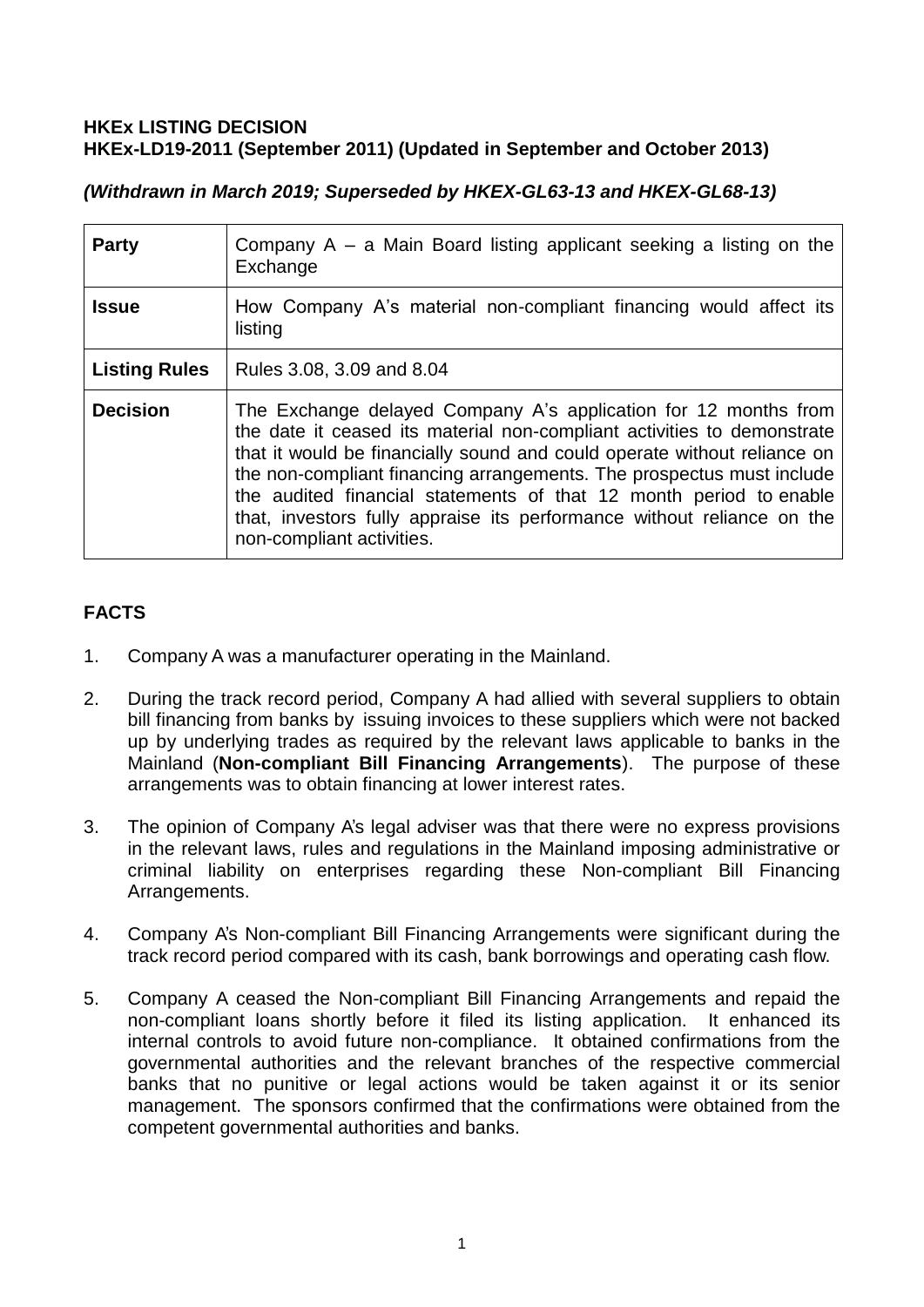**HKEx LISTING DECISION**
**HKEx-LD19-2011 (September 2011) (Updated in September and October 2013)**

***(Withdrawn in March 2019; Superseded by HKEX-GL63-13 and HKEX-GL68-13)***

| **Party** | Company A – a Main Board listing applicant seeking a listing on the Exchange |
|---|---|
| **Issue** | How Company A's material non-compliant financing would affect its listing |
| **Listing Rules** | Rules 3.08, 3.09 and 8.04 |
| **Decision** | The Exchange delayed Company A's application for 12 months from the date it ceased its material non-compliant activities to demonstrate that it would be financially sound and could operate without reliance on the non-compliant financing arrangements. The prospectus must include the audited financial statements of that 12 month period to enable that, investors fully appraise its performance without reliance on the non-compliant activities. |

## FACTS

1. Company A was a manufacturer operating in the Mainland.

2. During the track record period, Company A had allied with several suppliers to obtain bill financing from banks by issuing invoices to these suppliers which were not backed up by underlying trades as required by the relevant laws applicable to banks in the Mainland (**Non-compliant Bill Financing Arrangements**). The purpose of these arrangements was to obtain financing at lower interest rates.

3. The opinion of Company A's legal adviser was that there were no express provisions in the relevant laws, rules and regulations in the Mainland imposing administrative or criminal liability on enterprises regarding these Non-compliant Bill Financing Arrangements.

4. Company A's Non-compliant Bill Financing Arrangements were significant during the track record period compared with its cash, bank borrowings and operating cash flow.

5. Company A ceased the Non-compliant Bill Financing Arrangements and repaid the non-compliant loans shortly before it filed its listing application. It enhanced its internal controls to avoid future non-compliance. It obtained confirmations from the governmental authorities and the relevant branches of the respective commercial banks that no punitive or legal actions would be taken against it or its senior management. The sponsors confirmed that the confirmations were obtained from the competent governmental authorities and banks.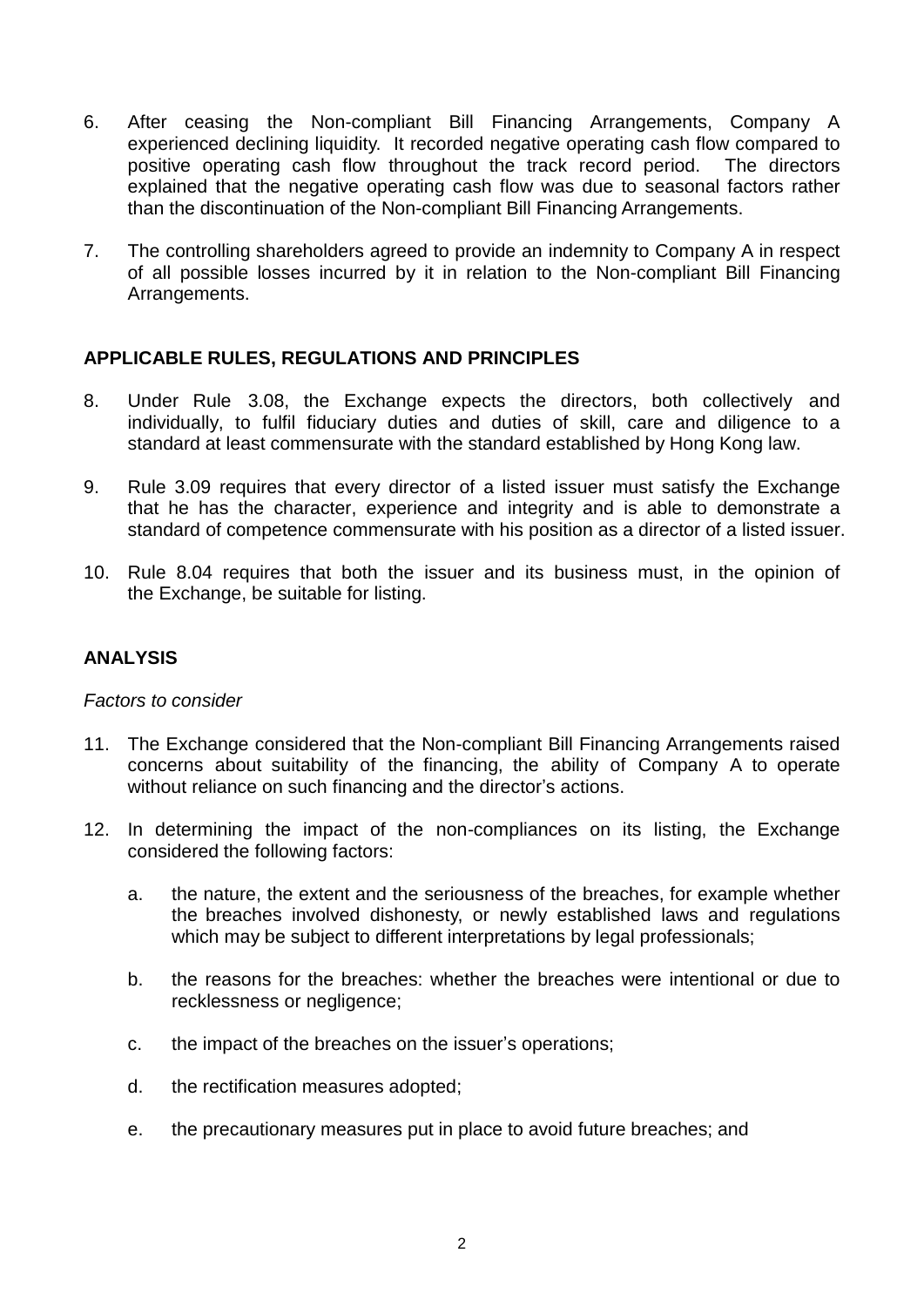6. After ceasing the Non-compliant Bill Financing Arrangements, Company A experienced declining liquidity. It recorded negative operating cash flow compared to positive operating cash flow throughout the track record period. The directors explained that the negative operating cash flow was due to seasonal factors rather than the discontinuation of the Non-compliant Bill Financing Arrangements.

7. The controlling shareholders agreed to provide an indemnity to Company A in respect of all possible losses incurred by it in relation to the Non-compliant Bill Financing Arrangements.

## APPLICABLE RULES, REGULATIONS AND PRINCIPLES

8. Under Rule 3.08, the Exchange expects the directors, both collectively and individually, to fulfil fiduciary duties and duties of skill, care and diligence to a standard at least commensurate with the standard established by Hong Kong law.

9. Rule 3.09 requires that every director of a listed issuer must satisfy the Exchange that he has the character, experience and integrity and is able to demonstrate a standard of competence commensurate with his position as a director of a listed issuer.

10. Rule 8.04 requires that both the issuer and its business must, in the opinion of the Exchange, be suitable for listing.

## ANALYSIS

*Factors to consider*

11. The Exchange considered that the Non-compliant Bill Financing Arrangements raised concerns about suitability of the financing, the ability of Company A to operate without reliance on such financing and the director's actions.

12. In determining the impact of the non-compliances on its listing, the Exchange considered the following factors:

    a. the nature, the extent and the seriousness of the breaches, for example whether the breaches involved dishonesty, or newly established laws and regulations which may be subject to different interpretations by legal professionals;

    b. the reasons for the breaches: whether the breaches were intentional or due to recklessness or negligence;

    c. the impact of the breaches on the issuer's operations;

    d. the rectification measures adopted;

    e. the precautionary measures put in place to avoid future breaches; and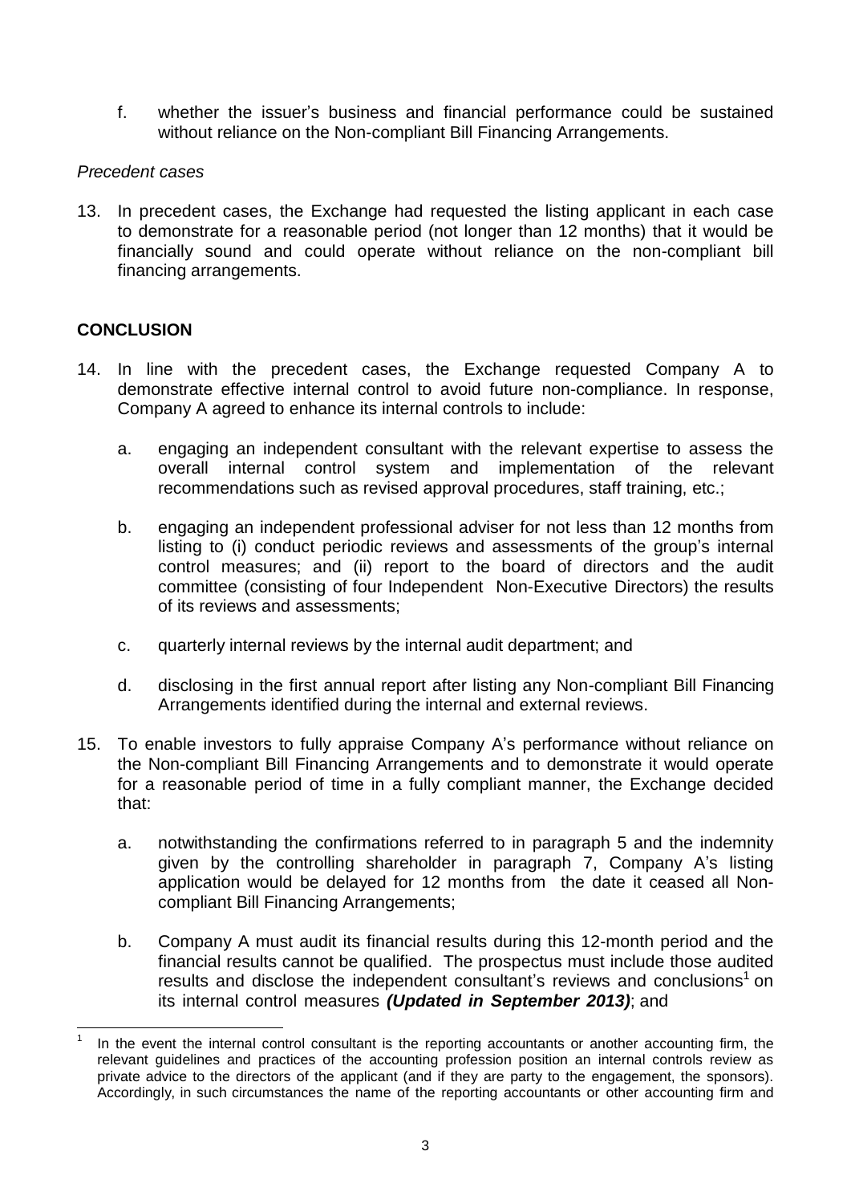f. whether the issuer's business and financial performance could be sustained without reliance on the Non-compliant Bill Financing Arrangements.

*Precedent cases*

13. In precedent cases, the Exchange had requested the listing applicant in each case to demonstrate for a reasonable period (not longer than 12 months) that it would be financially sound and could operate without reliance on the non-compliant bill financing arrangements.

**CONCLUSION**

14. In line with the precedent cases, the Exchange requested Company A to demonstrate effective internal control to avoid future non-compliance. In response, Company A agreed to enhance its internal controls to include:

    a. engaging an independent consultant with the relevant expertise to assess the overall internal control system and implementation of the relevant recommendations such as revised approval procedures, staff training, etc.;

    b. engaging an independent professional adviser for not less than 12 months from listing to (i) conduct periodic reviews and assessments of the group's internal control measures; and (ii) report to the board of directors and the audit committee (consisting of four Independent Non-Executive Directors) the results of its reviews and assessments;

    c. quarterly internal reviews by the internal audit department; and

    d. disclosing in the first annual report after listing any Non-compliant Bill Financing Arrangements identified during the internal and external reviews.

15. To enable investors to fully appraise Company A's performance without reliance on the Non-compliant Bill Financing Arrangements and to demonstrate it would operate for a reasonable period of time in a fully compliant manner, the Exchange decided that:

    a. notwithstanding the confirmations referred to in paragraph 5 and the indemnity given by the controlling shareholder in paragraph 7, Company A's listing application would be delayed for 12 months from the date it ceased all Non-compliant Bill Financing Arrangements;

    b. Company A must audit its financial results during this 12-month period and the financial results cannot be qualified. The prospectus must include those audited results and disclose the independent consultant's reviews and conclusions[1] on its internal control measures ***(Updated in September 2013)***; and

[1] In the event the internal control consultant is the reporting accountants or another accounting firm, the relevant guidelines and practices of the accounting profession position an internal controls review as private advice to the directors of the applicant (and if they are party to the engagement, the sponsors). Accordingly, in such circumstances the name of the reporting accountants or other accounting firm and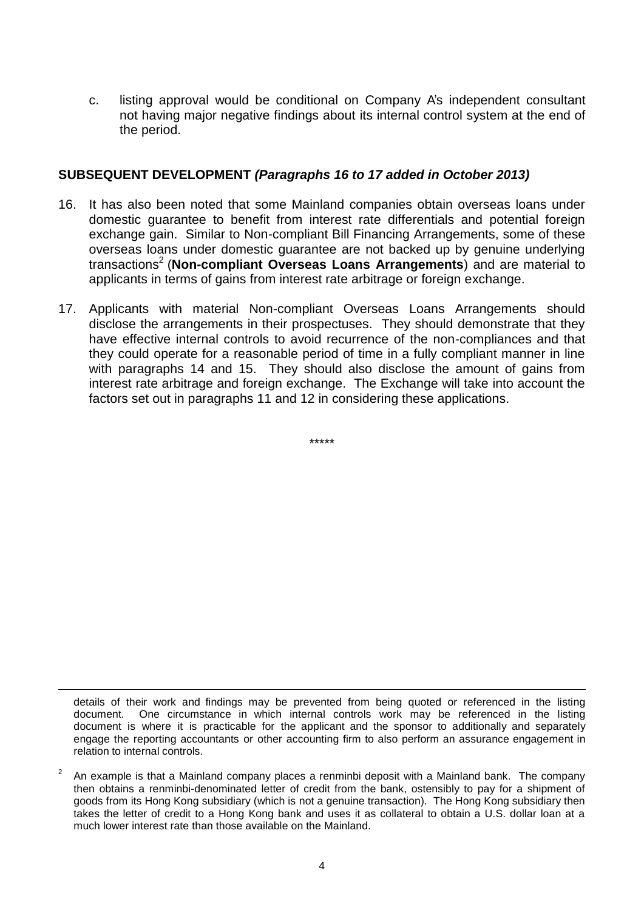c. listing approval would be conditional on Company A's independent consultant not having major negative findings about its internal control system at the end of the period.

## SUBSEQUENT DEVELOPMENT *(Paragraphs 16 to 17 added in October 2013)*

16. It has also been noted that some Mainland companies obtain overseas loans under domestic guarantee to benefit from interest rate differentials and potential foreign exchange gain. Similar to Non-compliant Bill Financing Arrangements, some of these overseas loans under domestic guarantee are not backed up by genuine underlying transactions[2] (**Non-compliant Overseas Loans Arrangements**) and are material to applicants in terms of gains from interest rate arbitrage or foreign exchange.

17. Applicants with material Non-compliant Overseas Loans Arrangements should disclose the arrangements in their prospectuses. They should demonstrate that they have effective internal controls to avoid recurrence of the non-compliances and that they could operate for a reasonable period of time in a fully compliant manner in line with paragraphs 14 and 15. They should also disclose the amount of gains from interest rate arbitrage and foreign exchange. The Exchange will take into account the factors set out in paragraphs 11 and 12 in considering these applications.

*****

---

details of their work and findings may be prevented from being quoted or referenced in the listing document. One circumstance in which internal controls work may be referenced in the listing document is where it is practicable for the applicant and the sponsor to additionally and separately engage the reporting accountants or other accounting firm to also perform an assurance engagement in relation to internal controls.

[2] An example is that a Mainland company places a renminbi deposit with a Mainland bank. The company then obtains a renminbi-denominated letter of credit from the bank, ostensibly to pay for a shipment of goods from its Hong Kong subsidiary (which is not a genuine transaction). The Hong Kong subsidiary then takes the letter of credit to a Hong Kong bank and uses it as collateral to obtain a U.S. dollar loan at a much lower interest rate than those available on the Mainland.